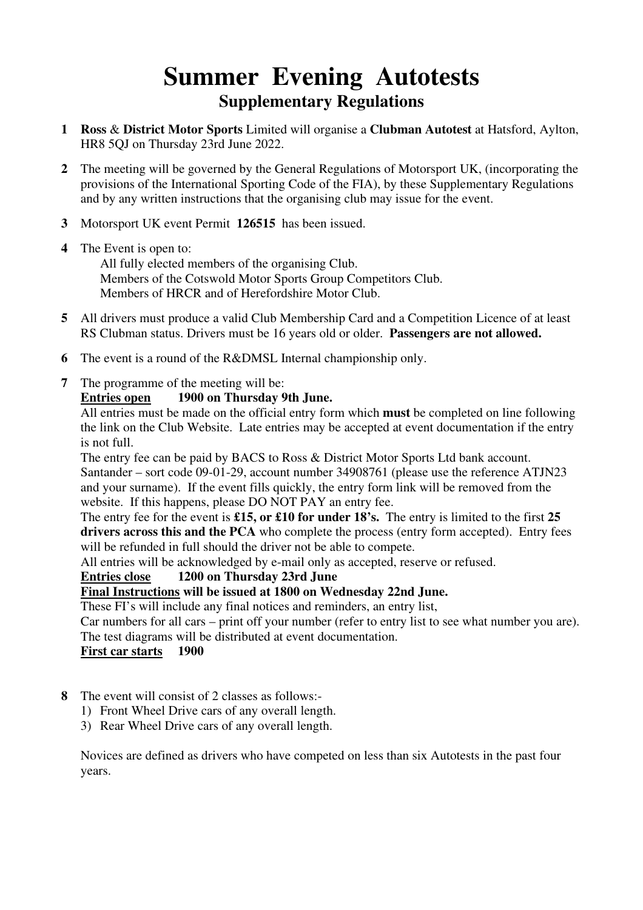# Summer Evening Autotests

## Supplementary Regulations

**1** **Ross** & **District Motor Sports** Limited will organise a **Clubman Autotest** at Hatsford, Aylton, HR8 5QJ on Thursday 23rd June 2022.

**2** The meeting will be governed by the General Regulations of Motorsport UK, (incorporating the provisions of the International Sporting Code of the FIA), by these Supplementary Regulations and by any written instructions that the organising club may issue for the event.

**3** Motorsport UK event Permit **126515** has been issued.

**4** The Event is open to:

All fully elected members of the organising Club.
Members of the Cotswold Motor Sports Group Competitors Club.
Members of HRCR and of Herefordshire Motor Club.

**5** All drivers must produce a valid Club Membership Card and a Competition Licence of at least RS Clubman status. Drivers must be 16 years old or older. **Passengers are not allowed.**

**6** The event is a round of the R&DMSL Internal championship only.

**7** The programme of the meeting will be:

**Entries open** **1900 on Thursday 9th June.**

All entries must be made on the official entry form which **must** be completed on line following the link on the Club Website. Late entries may be accepted at event documentation if the entry is not full.

The entry fee can be paid by BACS to Ross & District Motor Sports Ltd bank account. Santander – sort code 09-01-29, account number 34908761 (please use the reference ATJN23 and your surname). If the event fills quickly, the entry form link will be removed from the website. If this happens, please DO NOT PAY an entry fee.

The entry fee for the event is **£15, or £10 for under 18's.** The entry is limited to the first **25 drivers across this and the PCA** who complete the process (entry form accepted). Entry fees will be refunded in full should the driver not be able to compete.

All entries will be acknowledged by e-mail only as accepted, reserve or refused.

**Entries close** **1200 on Thursday 23rd June**

**Final Instructions will be issued at 1800 on Wednesday 22nd June.**

These FI's will include any final notices and reminders, an entry list,
Car numbers for all cars – print off your number (refer to entry list to see what number you are).
The test diagrams will be distributed at event documentation.

**First car starts** **1900**

**8** The event will consist of 2 classes as follows:-

1) Front Wheel Drive cars of any overall length.
3) Rear Wheel Drive cars of any overall length.

Novices are defined as drivers who have competed on less than six Autotests in the past four years.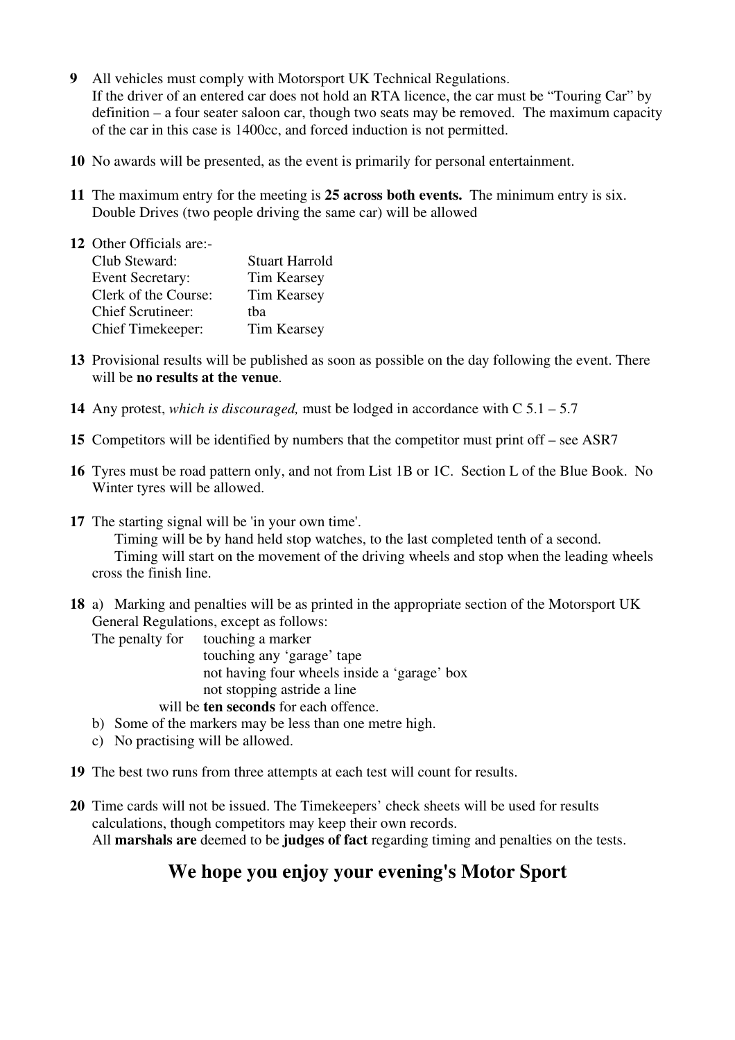**9** All vehicles must comply with Motorsport UK Technical Regulations.
If the driver of an entered car does not hold an RTA licence, the car must be “Touring Car” by definition – a four seater saloon car, though two seats may be removed. The maximum capacity of the car in this case is 1400cc, and forced induction is not permitted.

**10** No awards will be presented, as the event is primarily for personal entertainment.

**11** The maximum entry for the meeting is **25 across both events.** The minimum entry is six. Double Drives (two people driving the same car) will be allowed

**12** Other Officials are:-

| | |
|---|---|
| Club Steward: | Stuart Harrold |
| Event Secretary: | Tim Kearsey |
| Clerk of the Course: | Tim Kearsey |
| Chief Scrutineer: | tba |
| Chief Timekeeper: | Tim Kearsey |

**13** Provisional results will be published as soon as possible on the day following the event. There will be **no results at the venue**.

**14** Any protest, *which is discouraged,* must be lodged in accordance with C 5.1 – 5.7

**15** Competitors will be identified by numbers that the competitor must print off – see ASR7

**16** Tyres must be road pattern only, and not from List 1B or 1C. Section L of the Blue Book. No Winter tyres will be allowed.

**17** The starting signal will be 'in your own time'.
Timing will be by hand held stop watches, to the last completed tenth of a second.
Timing will start on the movement of the driving wheels and stop when the leading wheels cross the finish line.

**18** a) Marking and penalties will be as printed in the appropriate section of the Motorsport UK General Regulations, except as follows:
The penalty for touching a marker
touching any ‘garage’ tape
not having four wheels inside a ‘garage’ box
not stopping astride a line
will be **ten seconds** for each offence.
b) Some of the markers may be less than one metre high.
c) No practising will be allowed.

**19** The best two runs from three attempts at each test will count for results.

**20** Time cards will not be issued. The Timekeepers’ check sheets will be used for results calculations, though competitors may keep their own records.
All **marshals are** deemed to be **judges of fact** regarding timing and penalties on the tests.

## We hope you enjoy your evening's Motor Sport